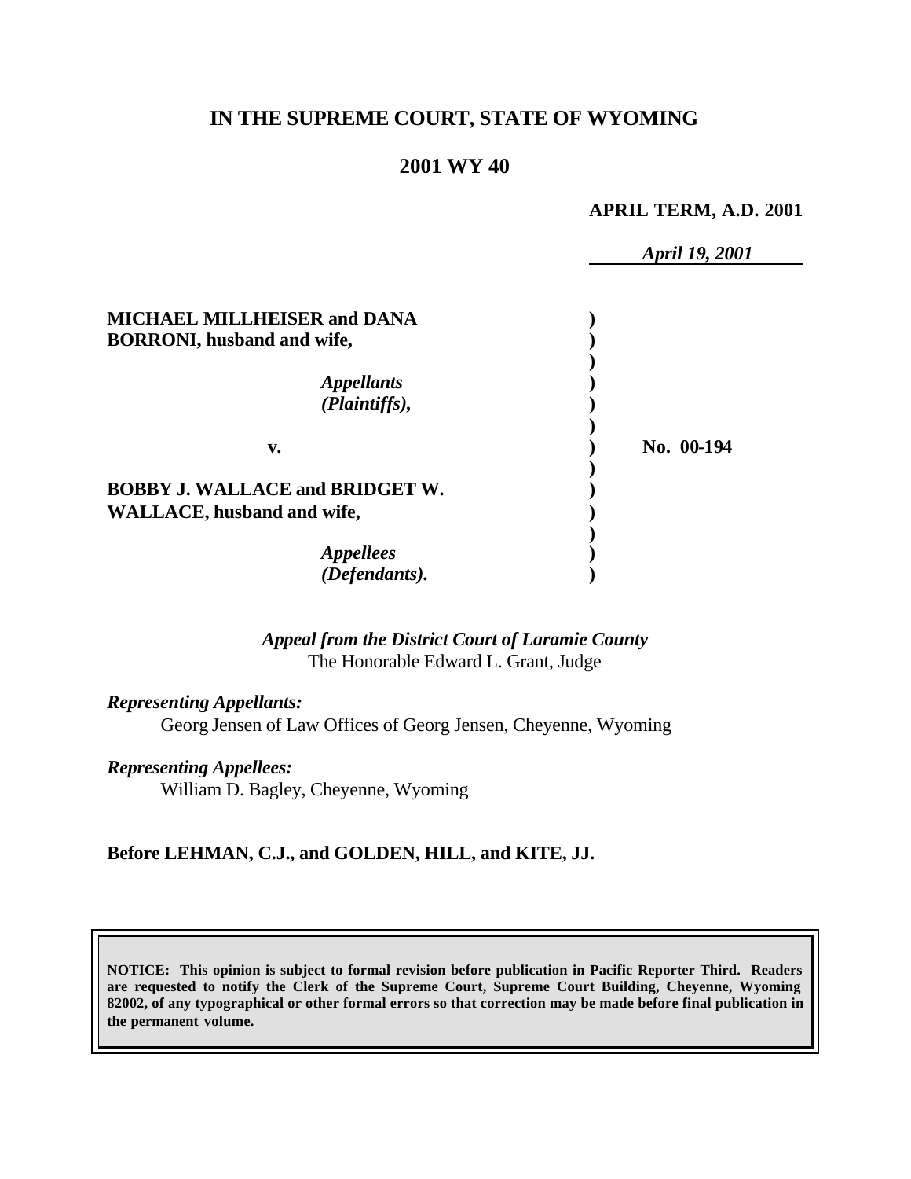# IN THE SUPREME COURT, STATE OF WYOMING

## 2001 WY 40

**APRIL TERM, A.D. 2001**

*April 19, 2001*

| | | |
|---|---|---|
| **MICHAEL MILLHEISER and DANA BORRONI, husband and wife,** | ) | |
| *Appellants (Plaintiffs),* | ) | |
| **v.** | ) | **No. 00-194** |
| **BOBBY J. WALLACE and BRIDGET W. WALLACE, husband and wife,** | ) | |
| *Appellees (Defendants).* | ) | |

***Appeal from the District Court of Laramie County***
The Honorable Edward L. Grant, Judge

***Representing Appellants:***
Georg Jensen of Law Offices of Georg Jensen, Cheyenne, Wyoming

***Representing Appellees:***
William D. Bagley, Cheyenne, Wyoming

**Before LEHMAN, C.J., and GOLDEN, HILL, and KITE, JJ.**

**NOTICE: This opinion is subject to formal revision before publication in Pacific Reporter Third. Readers are requested to notify the Clerk of the Supreme Court, Supreme Court Building, Cheyenne, Wyoming 82002, of any typographical or other formal errors so that correction may be made before final publication in the permanent volume.**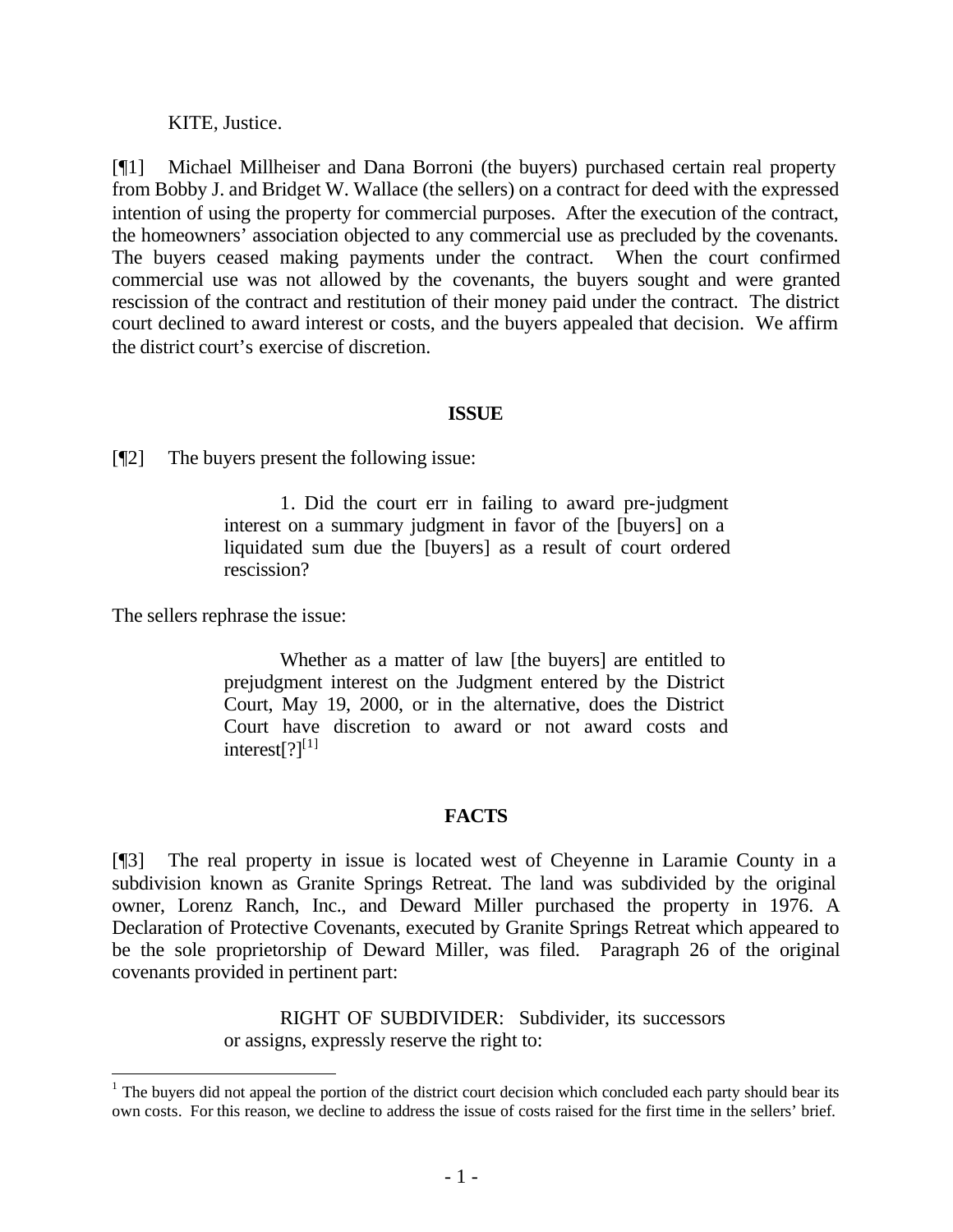KITE, Justice.

[¶1] Michael Millheiser and Dana Borroni (the buyers) purchased certain real property from Bobby J. and Bridget W. Wallace (the sellers) on a contract for deed with the expressed intention of using the property for commercial purposes. After the execution of the contract, the homeowners' association objected to any commercial use as precluded by the covenants. The buyers ceased making payments under the contract. When the court confirmed commercial use was not allowed by the covenants, the buyers sought and were granted rescission of the contract and restitution of their money paid under the contract. The district court declined to award interest or costs, and the buyers appealed that decision. We affirm the district court's exercise of discretion.

## ISSUE

[¶2] The buyers present the following issue:

> 1. Did the court err in failing to award pre-judgment interest on a summary judgment in favor of the [buyers] on a liquidated sum due the [buyers] as a result of court ordered rescission?

The sellers rephrase the issue:

> Whether as a matter of law [the buyers] are entitled to prejudgment interest on the Judgment entered by the District Court, May 19, 2000, or in the alternative, does the District Court have discretion to award or not award costs and interest[?][1]

## FACTS

[¶3] The real property in issue is located west of Cheyenne in Laramie County in a subdivision known as Granite Springs Retreat. The land was subdivided by the original owner, Lorenz Ranch, Inc., and Deward Miller purchased the property in 1976. A Declaration of Protective Covenants, executed by Granite Springs Retreat which appeared to be the sole proprietorship of Deward Miller, was filed. Paragraph 26 of the original covenants provided in pertinent part:

> RIGHT OF SUBDIVIDER: Subdivider, its successors or assigns, expressly reserve the right to:

[1] The buyers did not appeal the portion of the district court decision which concluded each party should bear its own costs. For this reason, we decline to address the issue of costs raised for the first time in the sellers' brief.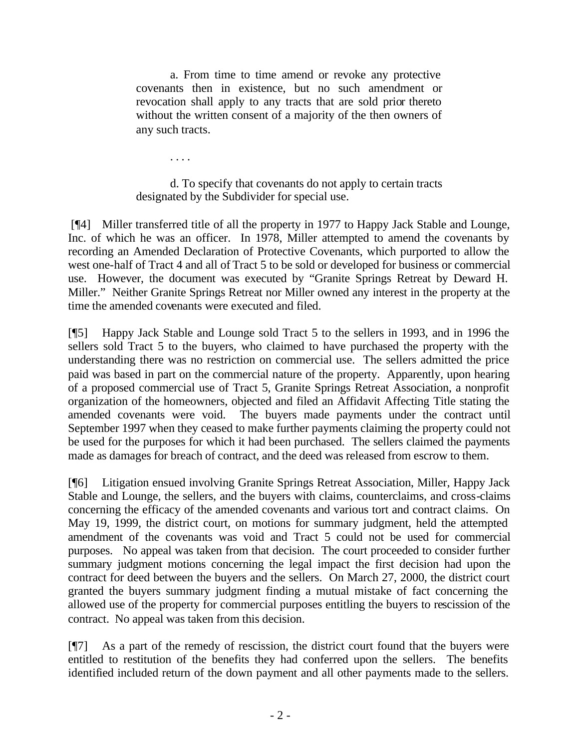> a. From time to time amend or revoke any protective covenants then in existence, but no such amendment or revocation shall apply to any tracts that are sold prior thereto without the written consent of a majority of the then owners of any such tracts.
>
> . . . .
>
> d. To specify that covenants do not apply to certain tracts designated by the Subdivider for special use.

[¶4] Miller transferred title of all the property in 1977 to Happy Jack Stable and Lounge, Inc. of which he was an officer. In 1978, Miller attempted to amend the covenants by recording an Amended Declaration of Protective Covenants, which purported to allow the west one-half of Tract 4 and all of Tract 5 to be sold or developed for business or commercial use. However, the document was executed by "Granite Springs Retreat by Deward H. Miller." Neither Granite Springs Retreat nor Miller owned any interest in the property at the time the amended covenants were executed and filed.

[¶5] Happy Jack Stable and Lounge sold Tract 5 to the sellers in 1993, and in 1996 the sellers sold Tract 5 to the buyers, who claimed to have purchased the property with the understanding there was no restriction on commercial use. The sellers admitted the price paid was based in part on the commercial nature of the property. Apparently, upon hearing of a proposed commercial use of Tract 5, Granite Springs Retreat Association, a nonprofit organization of the homeowners, objected and filed an Affidavit Affecting Title stating the amended covenants were void. The buyers made payments under the contract until September 1997 when they ceased to make further payments claiming the property could not be used for the purposes for which it had been purchased. The sellers claimed the payments made as damages for breach of contract, and the deed was released from escrow to them.

[¶6] Litigation ensued involving Granite Springs Retreat Association, Miller, Happy Jack Stable and Lounge, the sellers, and the buyers with claims, counterclaims, and cross-claims concerning the efficacy of the amended covenants and various tort and contract claims. On May 19, 1999, the district court, on motions for summary judgment, held the attempted amendment of the covenants was void and Tract 5 could not be used for commercial purposes. No appeal was taken from that decision. The court proceeded to consider further summary judgment motions concerning the legal impact the first decision had upon the contract for deed between the buyers and the sellers. On March 27, 2000, the district court granted the buyers summary judgment finding a mutual mistake of fact concerning the allowed use of the property for commercial purposes entitling the buyers to rescission of the contract. No appeal was taken from this decision.

[¶7] As a part of the remedy of rescission, the district court found that the buyers were entitled to restitution of the benefits they had conferred upon the sellers. The benefits identified included return of the down payment and all other payments made to the sellers.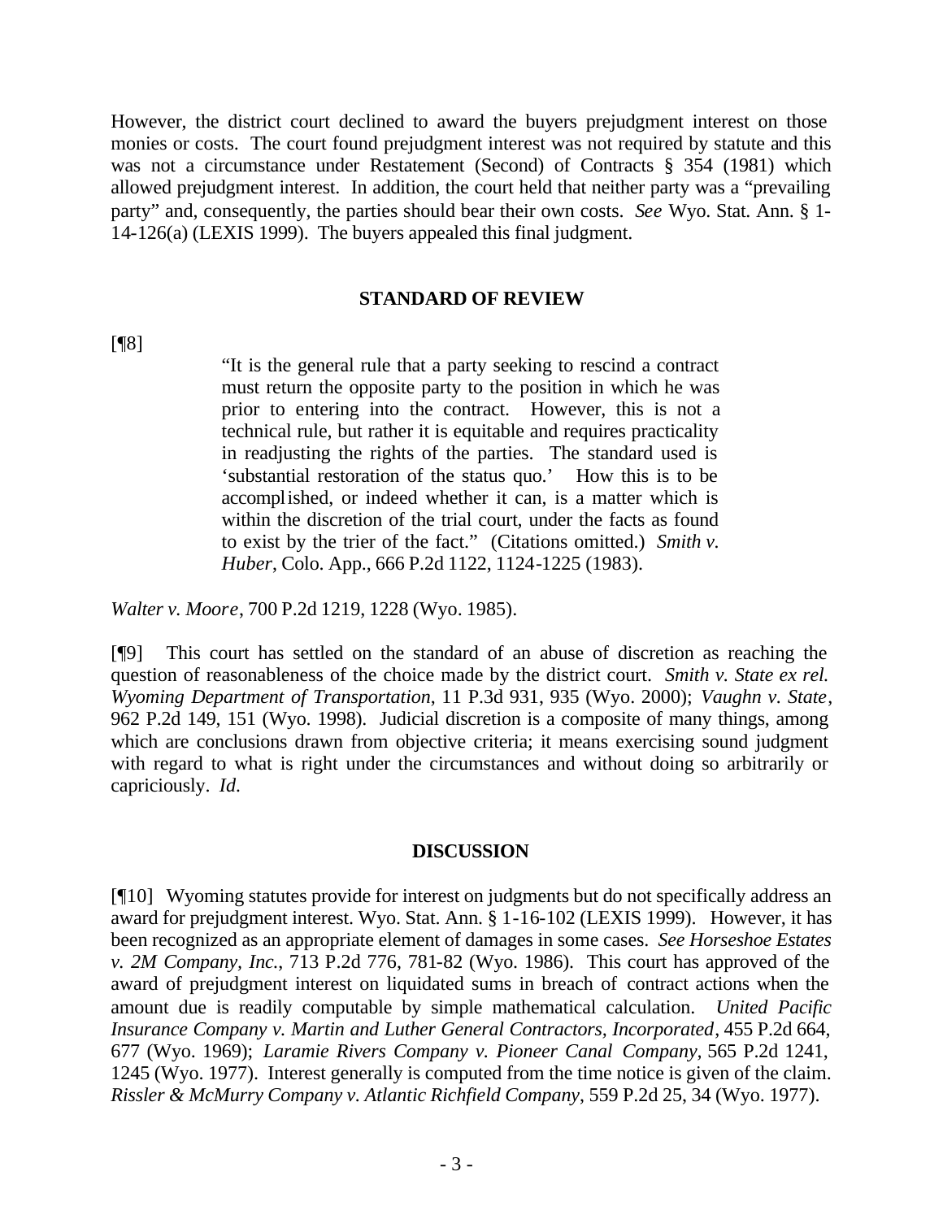However, the district court declined to award the buyers prejudgment interest on those monies or costs. The court found prejudgment interest was not required by statute and this was not a circumstance under Restatement (Second) of Contracts § 354 (1981) which allowed prejudgment interest. In addition, the court held that neither party was a "prevailing party" and, consequently, the parties should bear their own costs. *See* Wyo. Stat. Ann. § 1-14-126(a) (LEXIS 1999). The buyers appealed this final judgment.

## STANDARD OF REVIEW

[¶8]

> "It is the general rule that a party seeking to rescind a contract must return the opposite party to the position in which he was prior to entering into the contract. However, this is not a technical rule, but rather it is equitable and requires practicality in readjusting the rights of the parties. The standard used is 'substantial restoration of the status quo.' How this is to be accomplished, or indeed whether it can, is a matter which is within the discretion of the trial court, under the facts as found to exist by the trier of the fact." (Citations omitted.) *Smith v. Huber*, Colo. App., 666 P.2d 1122, 1124-1225 (1983).

*Walter v. Moore*, 700 P.2d 1219, 1228 (Wyo. 1985).

[¶9] This court has settled on the standard of an abuse of discretion as reaching the question of reasonableness of the choice made by the district court. *Smith v. State ex rel. Wyoming Department of Transportation*, 11 P.3d 931, 935 (Wyo. 2000); *Vaughn v. State*, 962 P.2d 149, 151 (Wyo. 1998). Judicial discretion is a composite of many things, among which are conclusions drawn from objective criteria; it means exercising sound judgment with regard to what is right under the circumstances and without doing so arbitrarily or capriciously. *Id.*

## DISCUSSION

[¶10] Wyoming statutes provide for interest on judgments but do not specifically address an award for prejudgment interest. Wyo. Stat. Ann. § 1-16-102 (LEXIS 1999). However, it has been recognized as an appropriate element of damages in some cases. *See Horseshoe Estates v. 2M Company, Inc.*, 713 P.2d 776, 781-82 (Wyo. 1986). This court has approved of the award of prejudgment interest on liquidated sums in breach of contract actions when the amount due is readily computable by simple mathematical calculation. *United Pacific Insurance Company v. Martin and Luther General Contractors, Incorporated*, 455 P.2d 664, 677 (Wyo. 1969); *Laramie Rivers Company v. Pioneer Canal Company*, 565 P.2d 1241, 1245 (Wyo. 1977). Interest generally is computed from the time notice is given of the claim. *Rissler & McMurry Company v. Atlantic Richfield Company*, 559 P.2d 25, 34 (Wyo. 1977).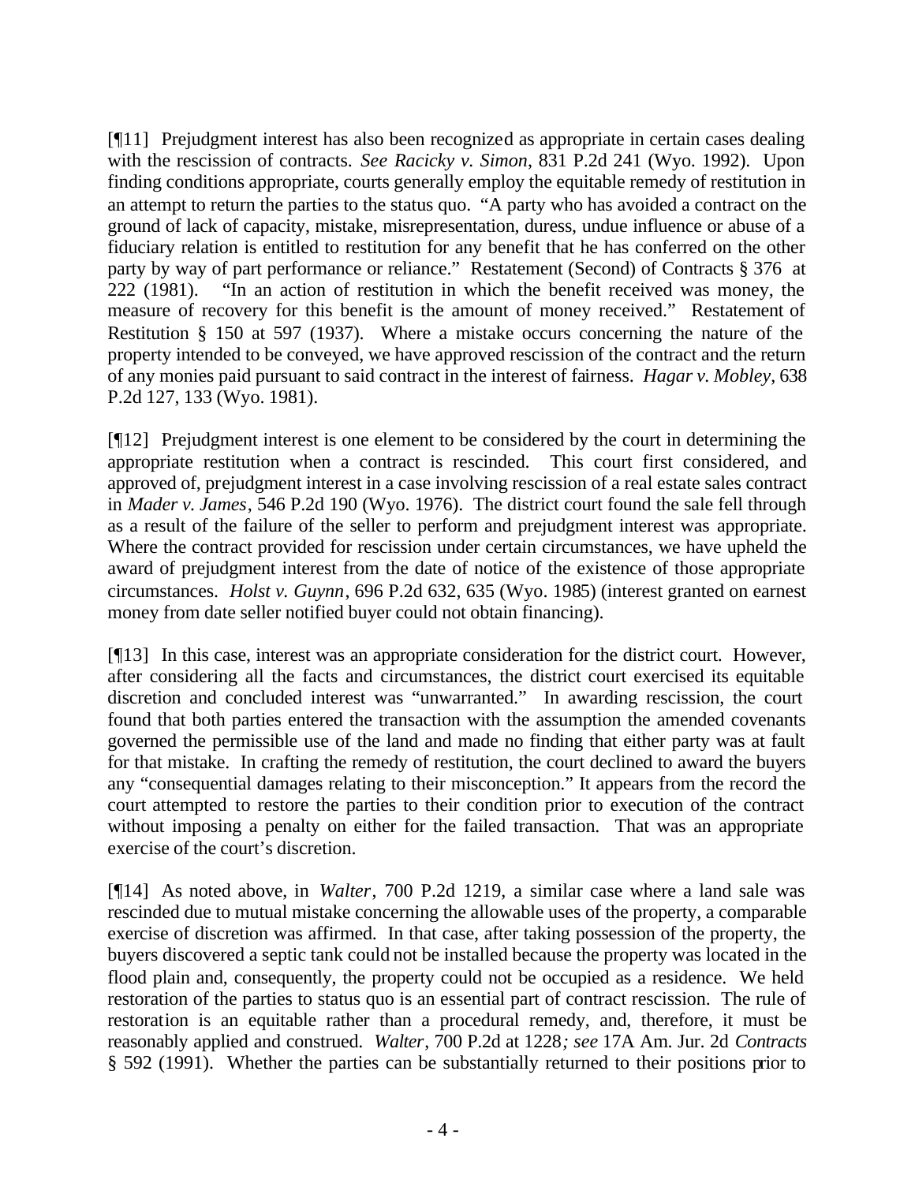[¶11] Prejudgment interest has also been recognized as appropriate in certain cases dealing with the rescission of contracts. *See Racicky v. Simon*, 831 P.2d 241 (Wyo. 1992). Upon finding conditions appropriate, courts generally employ the equitable remedy of restitution in an attempt to return the parties to the status quo. "A party who has avoided a contract on the ground of lack of capacity, mistake, misrepresentation, duress, undue influence or abuse of a fiduciary relation is entitled to restitution for any benefit that he has conferred on the other party by way of part performance or reliance." Restatement (Second) of Contracts § 376 at 222 (1981). "In an action of restitution in which the benefit received was money, the measure of recovery for this benefit is the amount of money received." Restatement of Restitution § 150 at 597 (1937). Where a mistake occurs concerning the nature of the property intended to be conveyed, we have approved rescission of the contract and the return of any monies paid pursuant to said contract in the interest of fairness. *Hagar v. Mobley*, 638 P.2d 127, 133 (Wyo. 1981).

[¶12] Prejudgment interest is one element to be considered by the court in determining the appropriate restitution when a contract is rescinded. This court first considered, and approved of, prejudgment interest in a case involving rescission of a real estate sales contract in *Mader v. James*, 546 P.2d 190 (Wyo. 1976). The district court found the sale fell through as a result of the failure of the seller to perform and prejudgment interest was appropriate. Where the contract provided for rescission under certain circumstances, we have upheld the award of prejudgment interest from the date of notice of the existence of those appropriate circumstances. *Holst v. Guynn*, 696 P.2d 632, 635 (Wyo. 1985) (interest granted on earnest money from date seller notified buyer could not obtain financing).

[¶13] In this case, interest was an appropriate consideration for the district court. However, after considering all the facts and circumstances, the district court exercised its equitable discretion and concluded interest was "unwarranted." In awarding rescission, the court found that both parties entered the transaction with the assumption the amended covenants governed the permissible use of the land and made no finding that either party was at fault for that mistake. In crafting the remedy of restitution, the court declined to award the buyers any "consequential damages relating to their misconception." It appears from the record the court attempted to restore the parties to their condition prior to execution of the contract without imposing a penalty on either for the failed transaction. That was an appropriate exercise of the court's discretion.

[¶14] As noted above, in *Walter*, 700 P.2d 1219, a similar case where a land sale was rescinded due to mutual mistake concerning the allowable uses of the property, a comparable exercise of discretion was affirmed. In that case, after taking possession of the property, the buyers discovered a septic tank could not be installed because the property was located in the flood plain and, consequently, the property could not be occupied as a residence. We held restoration of the parties to status quo is an essential part of contract rescission. The rule of restoration is an equitable rather than a procedural remedy, and, therefore, it must be reasonably applied and construed. *Walter*, 700 P.2d at 1228*; see* 17A Am. Jur. 2d *Contracts* § 592 (1991). Whether the parties can be substantially returned to their positions prior to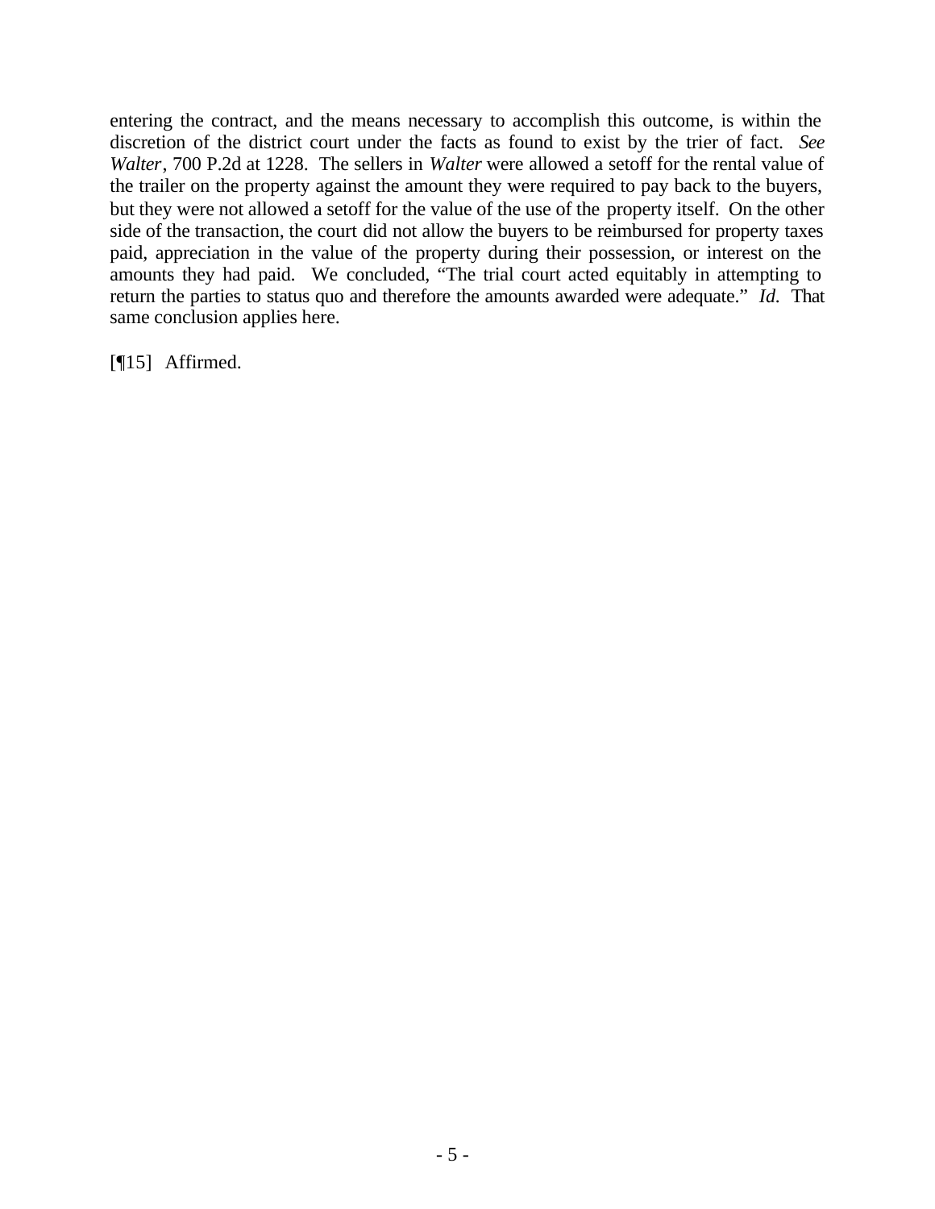entering the contract, and the means necessary to accomplish this outcome, is within the discretion of the district court under the facts as found to exist by the trier of fact. *See Walter*, 700 P.2d at 1228. The sellers in *Walter* were allowed a setoff for the rental value of the trailer on the property against the amount they were required to pay back to the buyers, but they were not allowed a setoff for the value of the use of the property itself. On the other side of the transaction, the court did not allow the buyers to be reimbursed for property taxes paid, appreciation in the value of the property during their possession, or interest on the amounts they had paid. We concluded, "The trial court acted equitably in attempting to return the parties to status quo and therefore the amounts awarded were adequate." *Id.* That same conclusion applies here.

[¶15] Affirmed.